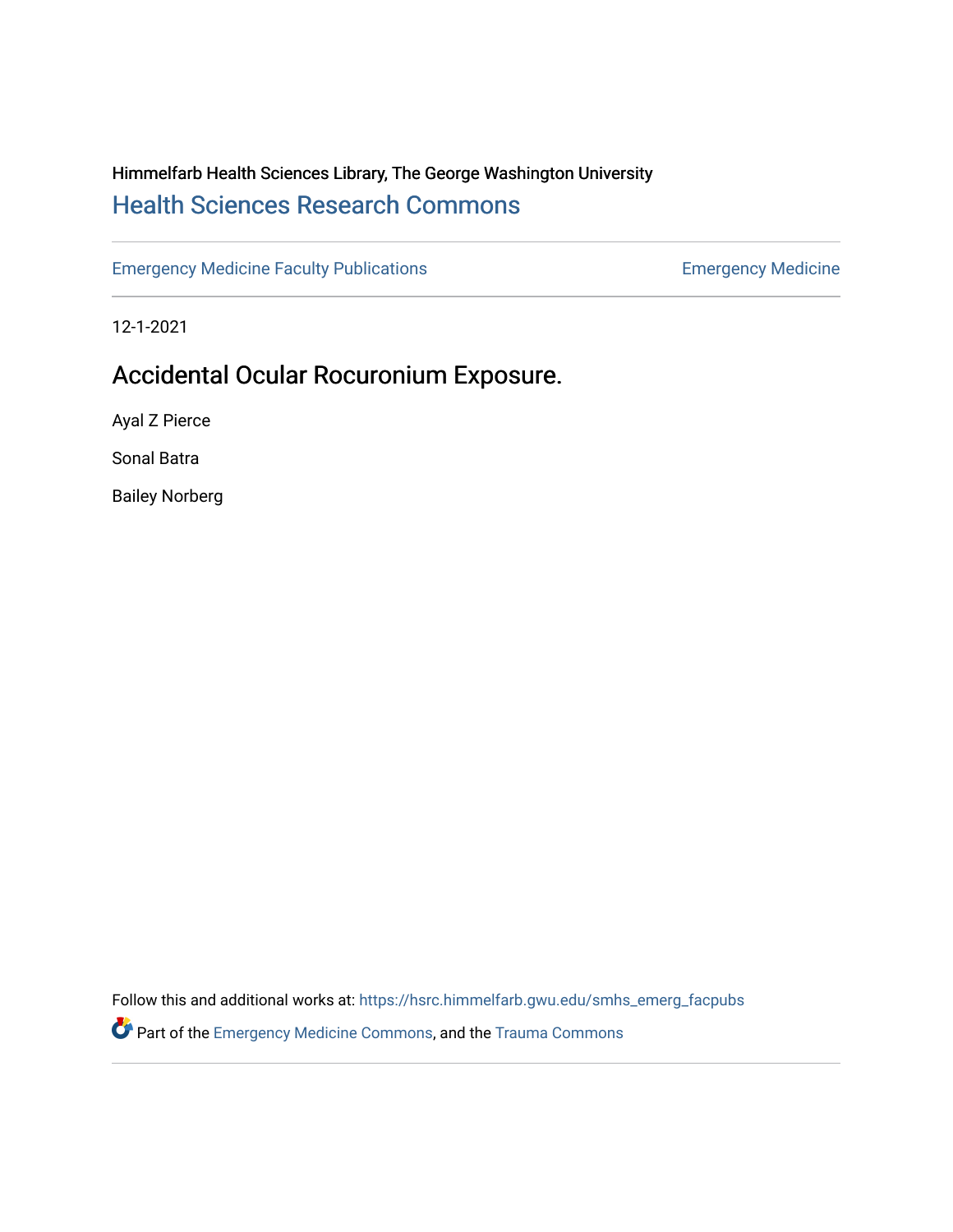Himmelfarb Health Sciences Library, The George Washington University

## Health Sciences Research Commons

Emergency Medicine Faculty Publications | Emergency Medicine

12-1-2021

# Accidental Ocular Rocuronium Exposure.

Ayal Z Pierce

Sonal Batra

Bailey Norberg

Follow this and additional works at: https://hsrc.himmelfarb.gwu.edu/smhs_emerg_facpubs

Part of the Emergency Medicine Commons, and the Trauma Commons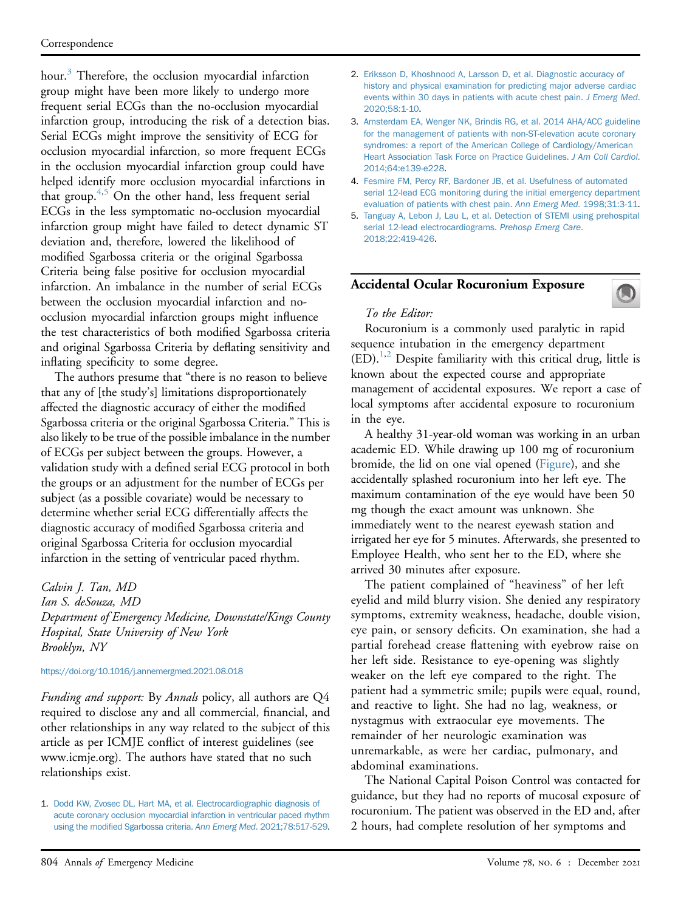hour.[3] Therefore, the occlusion myocardial infarction group might have been more likely to undergo more frequent serial ECGs than the no-occlusion myocardial infarction group, introducing the risk of a detection bias. Serial ECGs might improve the sensitivity of ECG for occlusion myocardial infarction, so more frequent ECGs in the occlusion myocardial infarction group could have helped identify more occlusion myocardial infarctions in that group.[4,5] On the other hand, less frequent serial ECGs in the less symptomatic no-occlusion myocardial infarction group might have failed to detect dynamic ST deviation and, therefore, lowered the likelihood of modified Sgarbossa criteria or the original Sgarbossa Criteria being false positive for occlusion myocardial infarction. An imbalance in the number of serial ECGs between the occlusion myocardial infarction and no-occlusion myocardial infarction groups might influence the test characteristics of both modified Sgarbossa criteria and original Sgarbossa Criteria by deflating sensitivity and inflating specificity to some degree.

The authors presume that "there is no reason to believe that any of [the study's] limitations disproportionately affected the diagnostic accuracy of either the modified Sgarbossa criteria or the original Sgarbossa Criteria." This is also likely to be true of the possible imbalance in the number of ECGs per subject between the groups. However, a validation study with a defined serial ECG protocol in both the groups or an adjustment for the number of ECGs per subject (as a possible covariate) would be necessary to determine whether serial ECG differentially affects the diagnostic accuracy of modified Sgarbossa criteria and original Sgarbossa Criteria for occlusion myocardial infarction in the setting of ventricular paced rhythm.

*Calvin J. Tan, MD*
*Ian S. deSouza, MD*
*Department of Emergency Medicine, Downstate/Kings County Hospital, State University of New York*
*Brooklyn, NY*

https://doi.org/10.1016/j.annemergmed.2021.08.018

*Funding and support:* By *Annals* policy, all authors are required to disclose any and all commercial, financial, and other relationships in any way related to the subject of this article as per ICMJE conflict of interest guidelines (see www.icmje.org). The authors have stated that no such relationships exist.

1. Dodd KW, Zvosec DL, Hart MA, et al. Electrocardiographic diagnosis of acute coronary occlusion myocardial infarction in ventricular paced rhythm using the modified Sgarbossa criteria. *Ann Emerg Med*. 2021;78:517-529.
2. Eriksson D, Khoshnood A, Larsson D, et al. Diagnostic accuracy of history and physical examination for predicting major adverse cardiac events within 30 days in patients with acute chest pain. *J Emerg Med*. 2020;58:1-10.
3. Amsterdam EA, Wenger NK, Brindis RG, et al. 2014 AHA/ACC guideline for the management of patients with non-ST-elevation acute coronary syndromes: a report of the American College of Cardiology/American Heart Association Task Force on Practice Guidelines. *J Am Coll Cardiol*. 2014;64:e139-e228.
4. Fesmire FM, Percy RF, Bardoner JB, et al. Usefulness of automated serial 12-lead ECG monitoring during the initial emergency department evaluation of patients with chest pain. *Ann Emerg Med*. 1998;31:3-11.
5. Tanguay A, Lebon J, Lau L, et al. Detection of STEMI using prehospital serial 12-lead electrocardiograms. *Prehosp Emerg Care*. 2018;22:419-426.

## Accidental Ocular Rocuronium Exposure

*To the Editor:*

Rocuronium is a commonly used paralytic in rapid sequence intubation in the emergency department (ED).[1,2] Despite familiarity with this critical drug, little is known about the expected course and appropriate management of accidental exposures. We report a case of local symptoms after accidental exposure to rocuronium in the eye.

A healthy 31-year-old woman was working in an urban academic ED. While drawing up 100 mg of rocuronium bromide, the lid on one vial opened (Figure), and she accidentally splashed rocuronium into her left eye. The maximum contamination of the eye would have been 50 mg though the exact amount was unknown. She immediately went to the nearest eyewash station and irrigated her eye for 5 minutes. Afterwards, she presented to Employee Health, who sent her to the ED, where she arrived 30 minutes after exposure.

The patient complained of "heaviness" of her left eyelid and mild blurry vision. She denied any respiratory symptoms, extremity weakness, headache, double vision, eye pain, or sensory deficits. On examination, she had a partial forehead crease flattening with eyebrow raise on her left side. Resistance to eye-opening was slightly weaker on the left eye compared to the right. The patient had a symmetric smile; pupils were equal, round, and reactive to light. She had no lag, weakness, or nystagmus with extraocular eye movements. The remainder of her neurologic examination was unremarkable, as were her cardiac, pulmonary, and abdominal examinations.

The National Capital Poison Control was contacted for guidance, but they had no reports of mucosal exposure of rocuronium. The patient was observed in the ED and, after 2 hours, had complete resolution of her symptoms and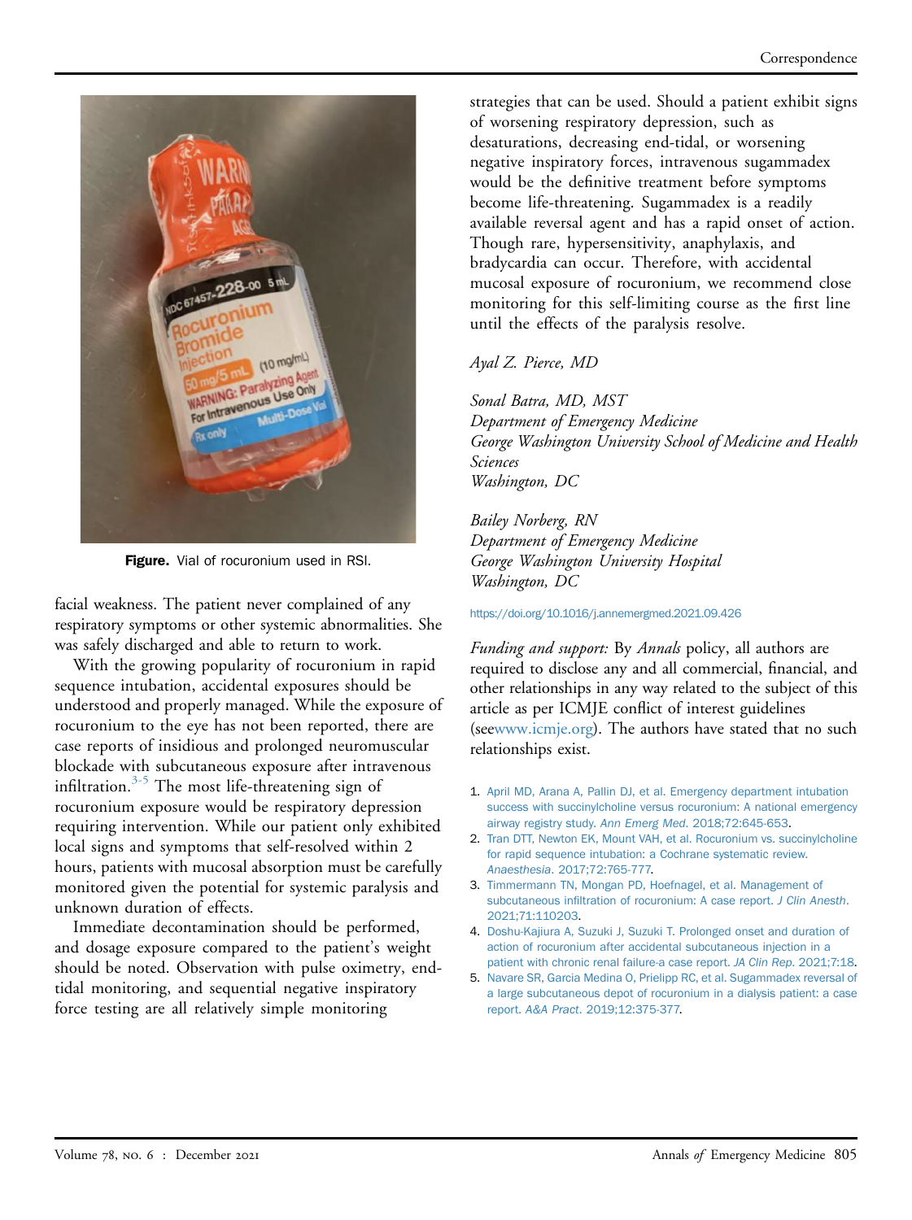Figure. Vial of rocuronium used in RSI.

facial weakness. The patient never complained of any respiratory symptoms or other systemic abnormalities. She was safely discharged and able to return to work.

With the growing popularity of rocuronium in rapid sequence intubation, accidental exposures should be understood and properly managed. While the exposure of rocuronium to the eye has not been reported, there are case reports of insidious and prolonged neuromuscular blockade with subcutaneous exposure after intravenous infiltration.[3-5] The most life-threatening sign of rocuronium exposure would be respiratory depression requiring intervention. While our patient only exhibited local signs and symptoms that self-resolved within 2 hours, patients with mucosal absorption must be carefully monitored given the potential for systemic paralysis and unknown duration of effects.

Immediate decontamination should be performed, and dosage exposure compared to the patient's weight should be noted. Observation with pulse oximetry, end-tidal monitoring, and sequential negative inspiratory force testing are all relatively simple monitoring strategies that can be used. Should a patient exhibit signs of worsening respiratory depression, such as desaturations, decreasing end-tidal, or worsening negative inspiratory forces, intravenous sugammadex would be the definitive treatment before symptoms become life-threatening. Sugammadex is a readily available reversal agent and has a rapid onset of action. Though rare, hypersensitivity, anaphylaxis, and bradycardia can occur. Therefore, with accidental mucosal exposure of rocuronium, we recommend close monitoring for this self-limiting course as the first line until the effects of the paralysis resolve.

*Ayal Z. Pierce, MD*

*Sonal Batra, MD, MST*
*Department of Emergency Medicine*
*George Washington University School of Medicine and Health Sciences*
*Washington, DC*

*Bailey Norberg, RN*
*Department of Emergency Medicine*
*George Washington University Hospital*
*Washington, DC*

https://doi.org/10.1016/j.annemergmed.2021.09.426

*Funding and support:* By *Annals* policy, all authors are required to disclose any and all commercial, financial, and other relationships in any way related to the subject of this article as per ICMJE conflict of interest guidelines (seewww.icmje.org). The authors have stated that no such relationships exist.

1. April MD, Arana A, Pallin DJ, et al. Emergency department intubation success with succinylcholine versus rocuronium: A national emergency airway registry study. *Ann Emerg Med*. 2018;72:645-653.
2. Tran DTT, Newton EK, Mount VAH, et al. Rocuronium vs. succinylcholine for rapid sequence intubation: a Cochrane systematic review. *Anaesthesia*. 2017;72:765-777.
3. Timmermann TN, Mongan PD, Hoefnagel, et al. Management of subcutaneous infiltration of rocuronium: A case report. *J Clin Anesth*. 2021;71:110203.
4. Doshu-Kajiura A, Suzuki J, Suzuki T. Prolonged onset and duration of action of rocuronium after accidental subcutaneous injection in a patient with chronic renal failure-a case report. *JA Clin Rep*. 2021;7:18.
5. Navare SR, Garcia Medina O, Prielipp RC, et al. Sugammadex reversal of a large subcutaneous depot of rocuronium in a dialysis patient: a case report. *A&A Pract*. 2019;12:375-377.